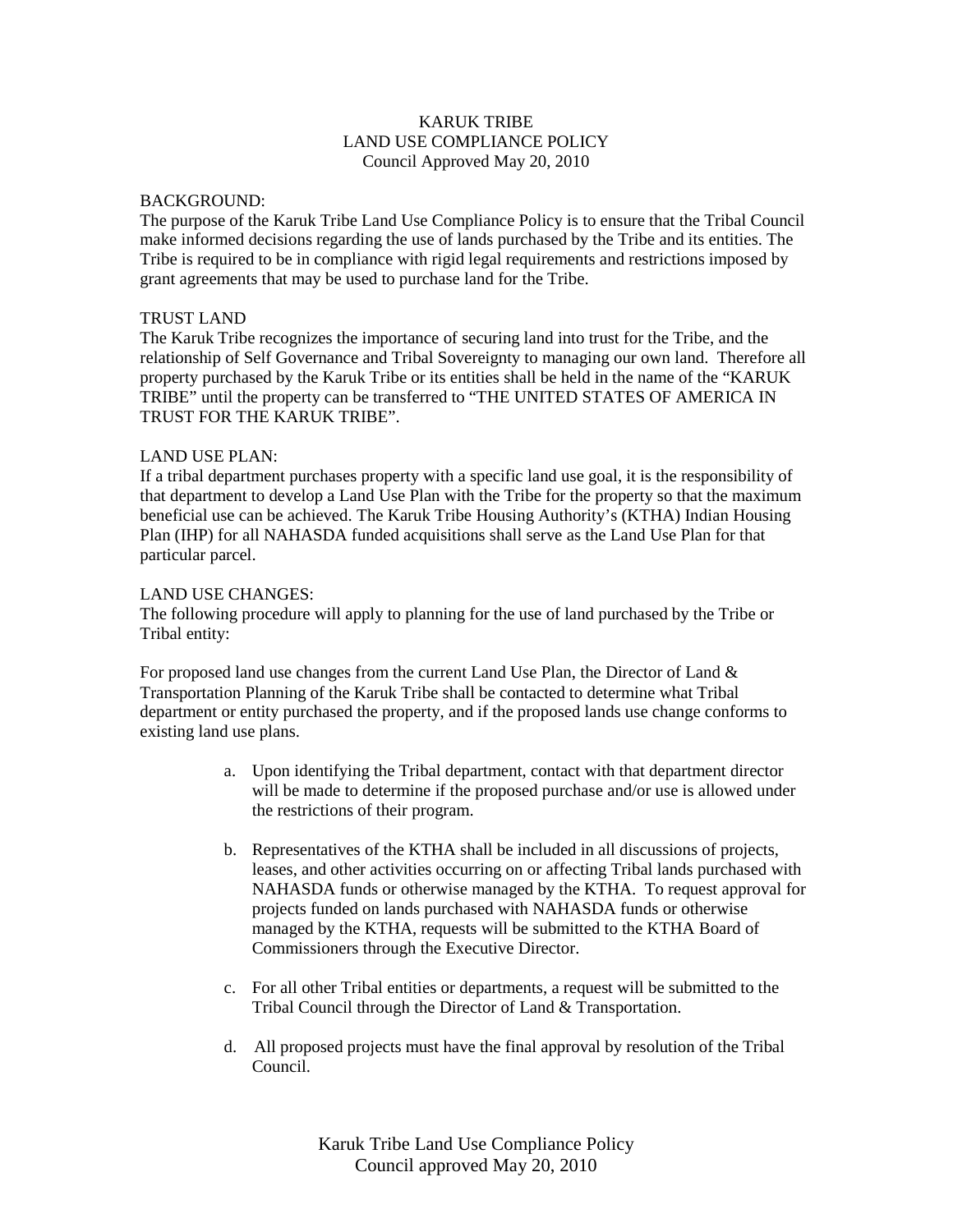# KARUK TRIBE
## LAND USE COMPLIANCE POLICY
Council Approved May 20, 2010

## BACKGROUND:

The purpose of the Karuk Tribe Land Use Compliance Policy is to ensure that the Tribal Council make informed decisions regarding the use of lands purchased by the Tribe and its entities. The Tribe is required to be in compliance with rigid legal requirements and restrictions imposed by grant agreements that may be used to purchase land for the Tribe.

## TRUST LAND

The Karuk Tribe recognizes the importance of securing land into trust for the Tribe, and the relationship of Self Governance and Tribal Sovereignty to managing our own land. Therefore all property purchased by the Karuk Tribe or its entities shall be held in the name of the "KARUK TRIBE" until the property can be transferred to "THE UNITED STATES OF AMERICA IN TRUST FOR THE KARUK TRIBE".

## LAND USE PLAN:

If a tribal department purchases property with a specific land use goal, it is the responsibility of that department to develop a Land Use Plan with the Tribe for the property so that the maximum beneficial use can be achieved. The Karuk Tribe Housing Authority's (KTHA) Indian Housing Plan (IHP) for all NAHASDA funded acquisitions shall serve as the Land Use Plan for that particular parcel.

## LAND USE CHANGES:

The following procedure will apply to planning for the use of land purchased by the Tribe or Tribal entity:

For proposed land use changes from the current Land Use Plan, the Director of Land & Transportation Planning of the Karuk Tribe shall be contacted to determine what Tribal department or entity purchased the property, and if the proposed lands use change conforms to existing land use plans.

a. Upon identifying the Tribal department, contact with that department director will be made to determine if the proposed purchase and/or use is allowed under the restrictions of their program.

b. Representatives of the KTHA shall be included in all discussions of projects, leases, and other activities occurring on or affecting Tribal lands purchased with NAHASDA funds or otherwise managed by the KTHA. To request approval for projects funded on lands purchased with NAHASDA funds or otherwise managed by the KTHA, requests will be submitted to the KTHA Board of Commissioners through the Executive Director.

c. For all other Tribal entities or departments, a request will be submitted to the Tribal Council through the Director of Land & Transportation.

d. All proposed projects must have the final approval by resolution of the Tribal Council.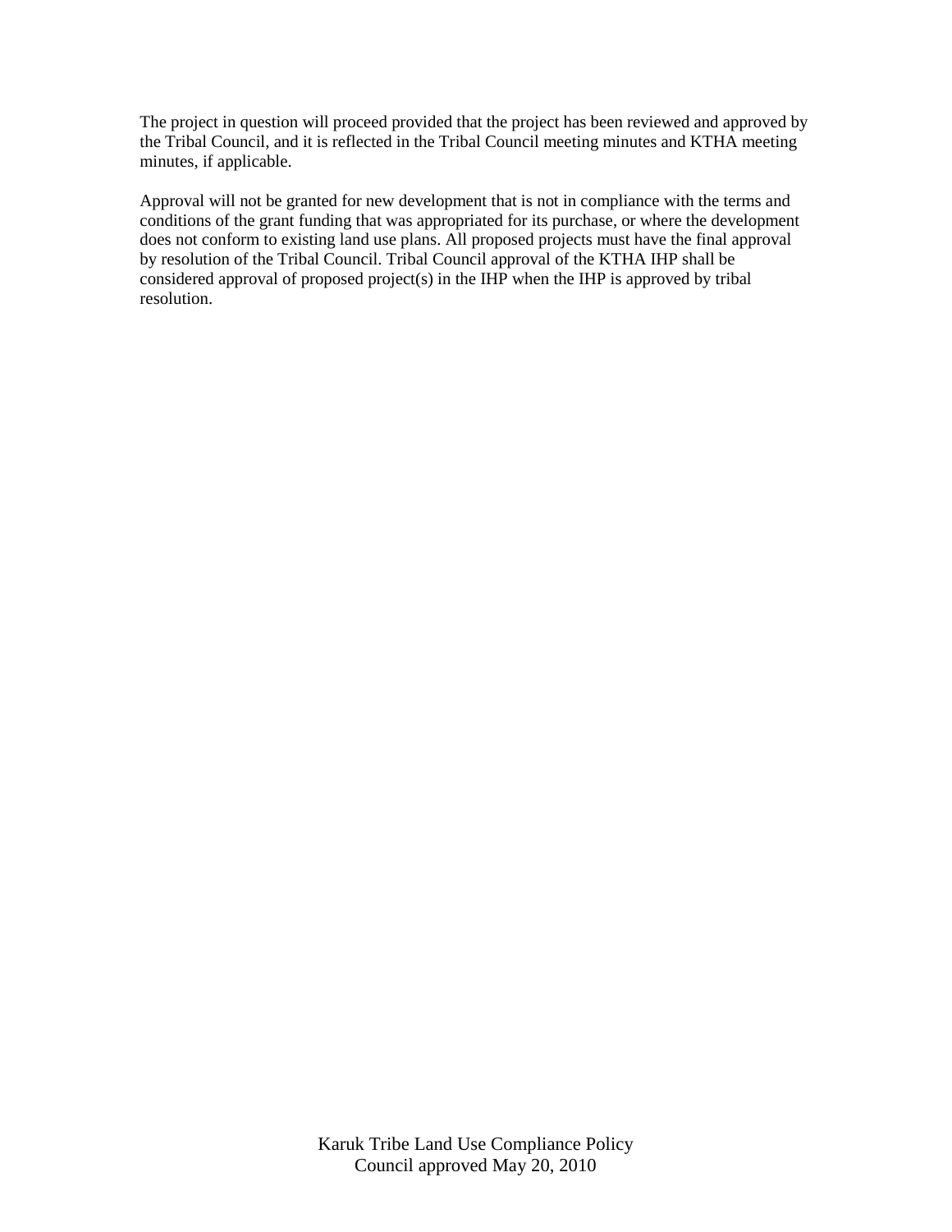The project in question will proceed provided that the project has been reviewed and approved by the Tribal Council, and it is reflected in the Tribal Council meeting minutes and KTHA meeting minutes, if applicable.

Approval will not be granted for new development that is not in compliance with the terms and conditions of the grant funding that was appropriated for its purchase, or where the development does not conform to existing land use plans. All proposed projects must have the final approval by resolution of the Tribal Council. Tribal Council approval of the KTHA IHP shall be considered approval of proposed project(s) in the IHP when the IHP is approved by tribal resolution.